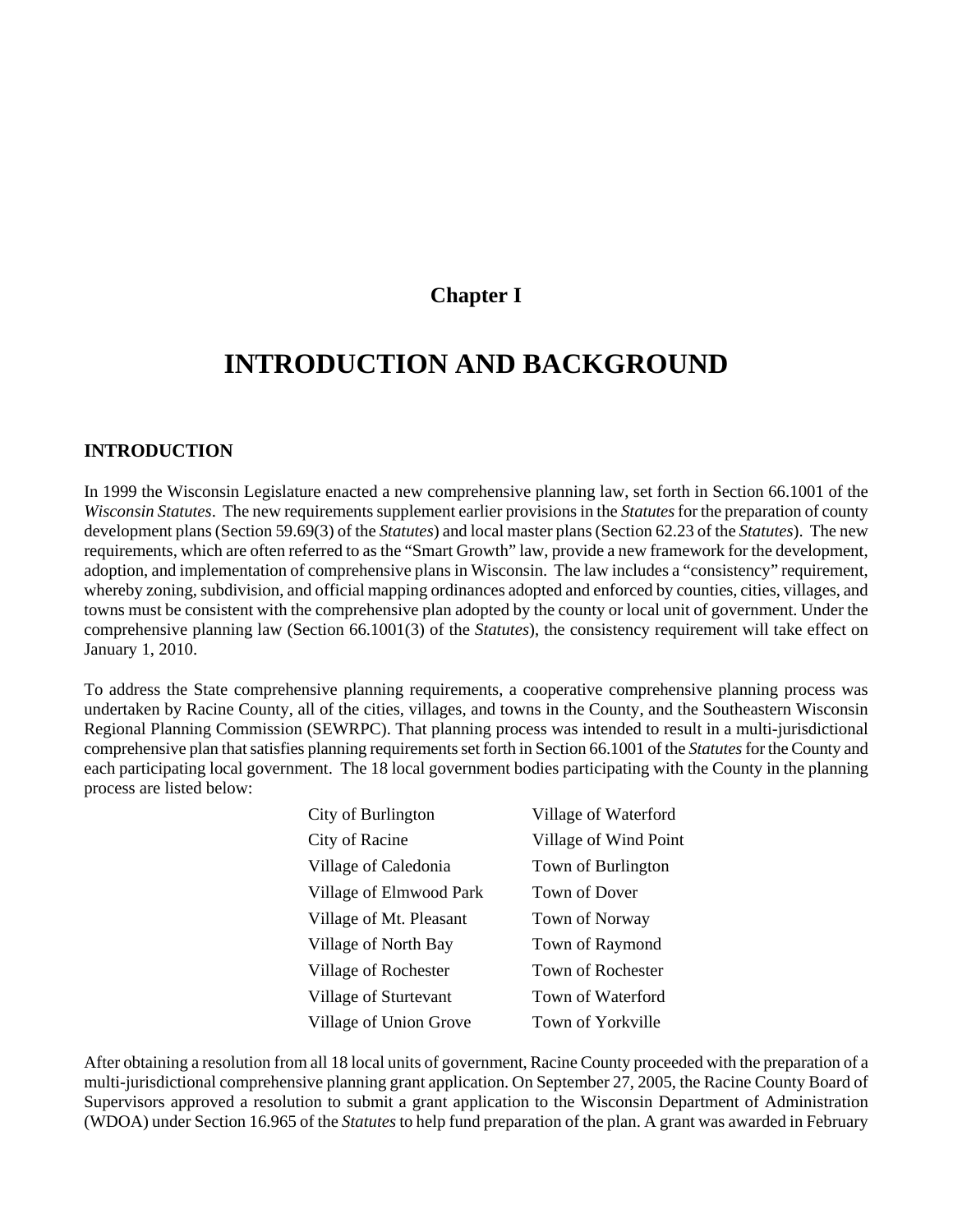# Chapter I

# INTRODUCTION AND BACKGROUND

## INTRODUCTION

In 1999 the Wisconsin Legislature enacted a new comprehensive planning law, set forth in Section 66.1001 of the *Wisconsin Statutes*. The new requirements supplement earlier provisions in the *Statutes* for the preparation of county development plans (Section 59.69(3) of the *Statutes*) and local master plans (Section 62.23 of the *Statutes*). The new requirements, which are often referred to as the "Smart Growth" law, provide a new framework for the development, adoption, and implementation of comprehensive plans in Wisconsin. The law includes a "consistency" requirement, whereby zoning, subdivision, and official mapping ordinances adopted and enforced by counties, cities, villages, and towns must be consistent with the comprehensive plan adopted by the county or local unit of government. Under the comprehensive planning law (Section 66.1001(3) of the *Statutes*), the consistency requirement will take effect on January 1, 2010.

To address the State comprehensive planning requirements, a cooperative comprehensive planning process was undertaken by Racine County, all of the cities, villages, and towns in the County, and the Southeastern Wisconsin Regional Planning Commission (SEWRPC). That planning process was intended to result in a multi-jurisdictional comprehensive plan that satisfies planning requirements set forth in Section 66.1001 of the *Statutes* for the County and each participating local government. The 18 local government bodies participating with the County in the planning process are listed below:

| | |
|---|---|
| City of Burlington | Village of Waterford |
| City of Racine | Village of Wind Point |
| Village of Caledonia | Town of Burlington |
| Village of Elmwood Park | Town of Dover |
| Village of Mt. Pleasant | Town of Norway |
| Village of North Bay | Town of Raymond |
| Village of Rochester | Town of Rochester |
| Village of Sturtevant | Town of Waterford |
| Village of Union Grove | Town of Yorkville |

After obtaining a resolution from all 18 local units of government, Racine County proceeded with the preparation of a multi-jurisdictional comprehensive planning grant application. On September 27, 2005, the Racine County Board of Supervisors approved a resolution to submit a grant application to the Wisconsin Department of Administration (WDOA) under Section 16.965 of the *Statutes* to help fund preparation of the plan. A grant was awarded in February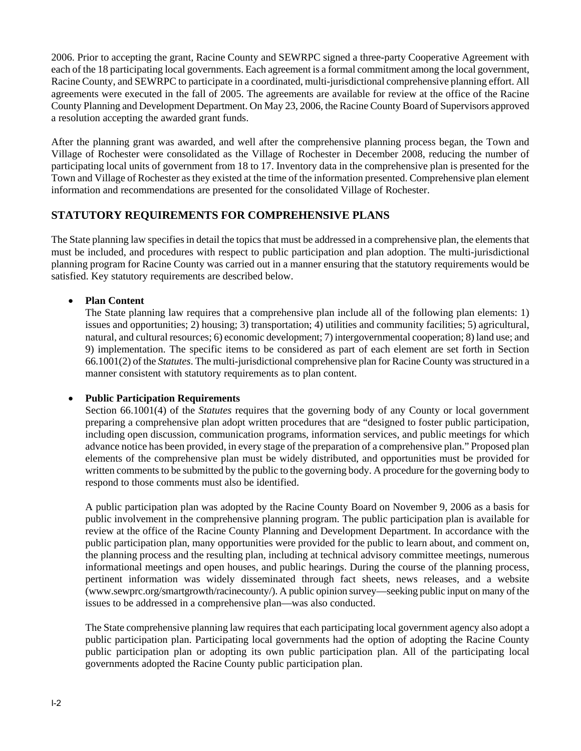2006. Prior to accepting the grant, Racine County and SEWRPC signed a three-party Cooperative Agreement with each of the 18 participating local governments. Each agreement is a formal commitment among the local government, Racine County, and SEWRPC to participate in a coordinated, multi-jurisdictional comprehensive planning effort. All agreements were executed in the fall of 2005. The agreements are available for review at the office of the Racine County Planning and Development Department. On May 23, 2006, the Racine County Board of Supervisors approved a resolution accepting the awarded grant funds.

After the planning grant was awarded, and well after the comprehensive planning process began, the Town and Village of Rochester were consolidated as the Village of Rochester in December 2008, reducing the number of participating local units of government from 18 to 17. Inventory data in the comprehensive plan is presented for the Town and Village of Rochester as they existed at the time of the information presented. Comprehensive plan element information and recommendations are presented for the consolidated Village of Rochester.

## STATUTORY REQUIREMENTS FOR COMPREHENSIVE PLANS

The State planning law specifies in detail the topics that must be addressed in a comprehensive plan, the elements that must be included, and procedures with respect to public participation and plan adoption. The multi-jurisdictional planning program for Racine County was carried out in a manner ensuring that the statutory requirements would be satisfied. Key statutory requirements are described below.

- **Plan Content**
  The State planning law requires that a comprehensive plan include all of the following plan elements: 1) issues and opportunities; 2) housing; 3) transportation; 4) utilities and community facilities; 5) agricultural, natural, and cultural resources; 6) economic development; 7) intergovernmental cooperation; 8) land use; and 9) implementation. The specific items to be considered as part of each element are set forth in Section 66.1001(2) of the *Statutes*. The multi-jurisdictional comprehensive plan for Racine County was structured in a manner consistent with statutory requirements as to plan content.

- **Public Participation Requirements**
  Section 66.1001(4) of the *Statutes* requires that the governing body of any County or local government preparing a comprehensive plan adopt written procedures that are "designed to foster public participation, including open discussion, communication programs, information services, and public meetings for which advance notice has been provided, in every stage of the preparation of a comprehensive plan." Proposed plan elements of the comprehensive plan must be widely distributed, and opportunities must be provided for written comments to be submitted by the public to the governing body. A procedure for the governing body to respond to those comments must also be identified.

  A public participation plan was adopted by the Racine County Board on November 9, 2006 as a basis for public involvement in the comprehensive planning program. The public participation plan is available for review at the office of the Racine County Planning and Development Department. In accordance with the public participation plan, many opportunities were provided for the public to learn about, and comment on, the planning process and the resulting plan, including at technical advisory committee meetings, numerous informational meetings and open houses, and public hearings. During the course of the planning process, pertinent information was widely disseminated through fact sheets, news releases, and a website (www.sewprc.org/smartgrowth/racinecounty/). A public opinion survey—seeking public input on many of the issues to be addressed in a comprehensive plan—was also conducted.

  The State comprehensive planning law requires that each participating local government agency also adopt a public participation plan. Participating local governments had the option of adopting the Racine County public participation plan or adopting its own public participation plan. All of the participating local governments adopted the Racine County public participation plan.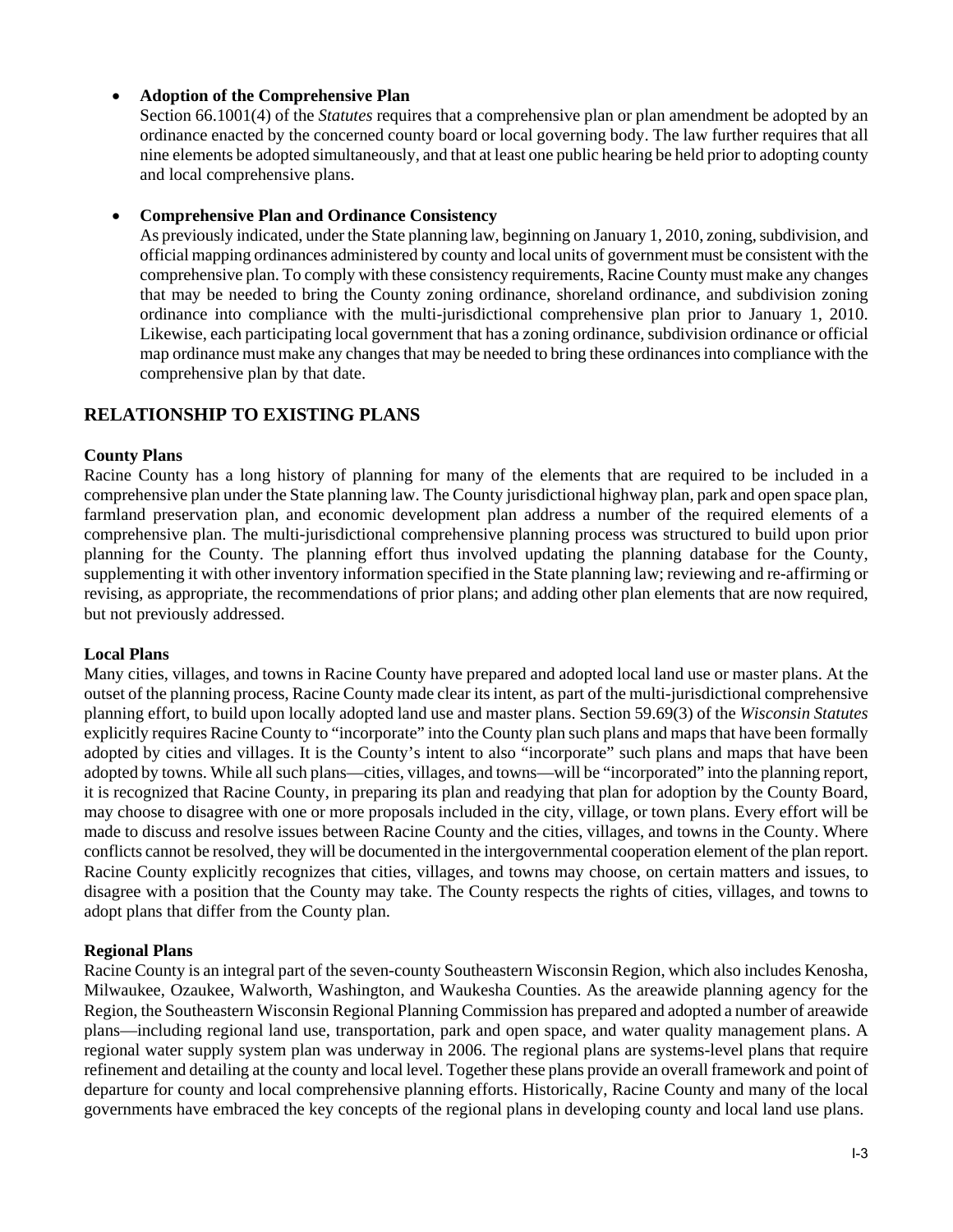- **Adoption of the Comprehensive Plan**
  Section 66.1001(4) of the *Statutes* requires that a comprehensive plan or plan amendment be adopted by an ordinance enacted by the concerned county board or local governing body. The law further requires that all nine elements be adopted simultaneously, and that at least one public hearing be held prior to adopting county and local comprehensive plans.

- **Comprehensive Plan and Ordinance Consistency**
  As previously indicated, under the State planning law, beginning on January 1, 2010, zoning, subdivision, and official mapping ordinances administered by county and local units of government must be consistent with the comprehensive plan. To comply with these consistency requirements, Racine County must make any changes that may be needed to bring the County zoning ordinance, shoreland ordinance, and subdivision zoning ordinance into compliance with the multi-jurisdictional comprehensive plan prior to January 1, 2010. Likewise, each participating local government that has a zoning ordinance, subdivision ordinance or official map ordinance must make any changes that may be needed to bring these ordinances into compliance with the comprehensive plan by that date.

## RELATIONSHIP TO EXISTING PLANS

**County Plans**

Racine County has a long history of planning for many of the elements that are required to be included in a comprehensive plan under the State planning law. The County jurisdictional highway plan, park and open space plan, farmland preservation plan, and economic development plan address a number of the required elements of a comprehensive plan. The multi-jurisdictional comprehensive planning process was structured to build upon prior planning for the County. The planning effort thus involved updating the planning database for the County, supplementing it with other inventory information specified in the State planning law; reviewing and re-affirming or revising, as appropriate, the recommendations of prior plans; and adding other plan elements that are now required, but not previously addressed.

**Local Plans**

Many cities, villages, and towns in Racine County have prepared and adopted local land use or master plans. At the outset of the planning process, Racine County made clear its intent, as part of the multi-jurisdictional comprehensive planning effort, to build upon locally adopted land use and master plans. Section 59.69(3) of the *Wisconsin Statutes* explicitly requires Racine County to "incorporate" into the County plan such plans and maps that have been formally adopted by cities and villages. It is the County's intent to also "incorporate" such plans and maps that have been adopted by towns. While all such plans—cities, villages, and towns—will be "incorporated" into the planning report, it is recognized that Racine County, in preparing its plan and readying that plan for adoption by the County Board, may choose to disagree with one or more proposals included in the city, village, or town plans. Every effort will be made to discuss and resolve issues between Racine County and the cities, villages, and towns in the County. Where conflicts cannot be resolved, they will be documented in the intergovernmental cooperation element of the plan report. Racine County explicitly recognizes that cities, villages, and towns may choose, on certain matters and issues, to disagree with a position that the County may take. The County respects the rights of cities, villages, and towns to adopt plans that differ from the County plan.

**Regional Plans**

Racine County is an integral part of the seven-county Southeastern Wisconsin Region, which also includes Kenosha, Milwaukee, Ozaukee, Walworth, Washington, and Waukesha Counties. As the areawide planning agency for the Region, the Southeastern Wisconsin Regional Planning Commission has prepared and adopted a number of areawide plans—including regional land use, transportation, park and open space, and water quality management plans. A regional water supply system plan was underway in 2006. The regional plans are systems-level plans that require refinement and detailing at the county and local level. Together these plans provide an overall framework and point of departure for county and local comprehensive planning efforts. Historically, Racine County and many of the local governments have embraced the key concepts of the regional plans in developing county and local land use plans.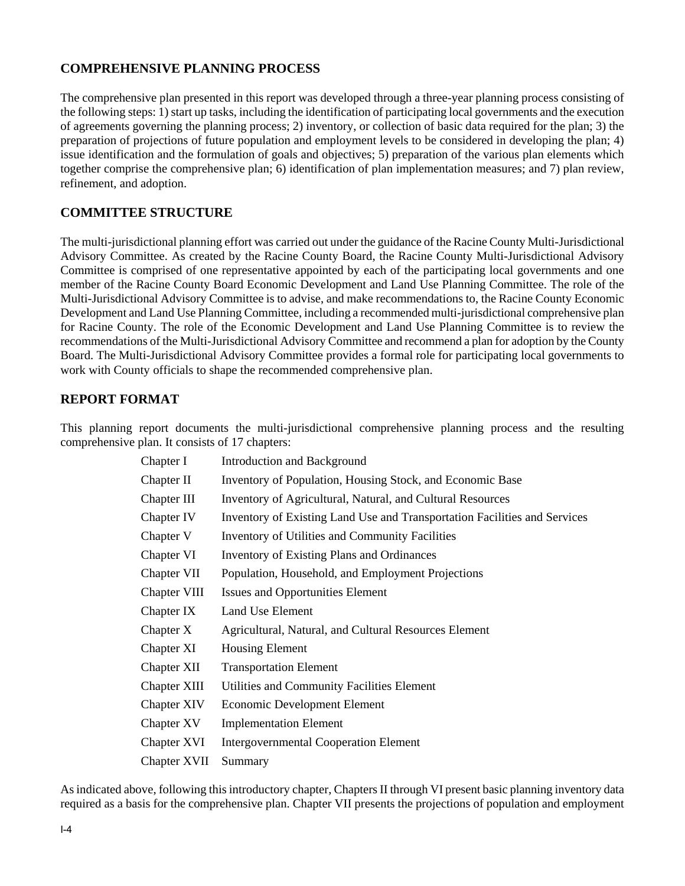## COMPREHENSIVE PLANNING PROCESS

The comprehensive plan presented in this report was developed through a three-year planning process consisting of the following steps: 1) start up tasks, including the identification of participating local governments and the execution of agreements governing the planning process; 2) inventory, or collection of basic data required for the plan; 3) the preparation of projections of future population and employment levels to be considered in developing the plan; 4) issue identification and the formulation of goals and objectives; 5) preparation of the various plan elements which together comprise the comprehensive plan; 6) identification of plan implementation measures; and 7) plan review, refinement, and adoption.

## COMMITTEE STRUCTURE

The multi-jurisdictional planning effort was carried out under the guidance of the Racine County Multi-Jurisdictional Advisory Committee. As created by the Racine County Board, the Racine County Multi-Jurisdictional Advisory Committee is comprised of one representative appointed by each of the participating local governments and one member of the Racine County Board Economic Development and Land Use Planning Committee. The role of the Multi-Jurisdictional Advisory Committee is to advise, and make recommendations to, the Racine County Economic Development and Land Use Planning Committee, including a recommended multi-jurisdictional comprehensive plan for Racine County. The role of the Economic Development and Land Use Planning Committee is to review the recommendations of the Multi-Jurisdictional Advisory Committee and recommend a plan for adoption by the County Board. The Multi-Jurisdictional Advisory Committee provides a formal role for participating local governments to work with County officials to shape the recommended comprehensive plan.

## REPORT FORMAT

This planning report documents the multi-jurisdictional comprehensive planning process and the resulting comprehensive plan. It consists of 17 chapters:

| | |
|---|---|
| Chapter I | Introduction and Background |
| Chapter II | Inventory of Population, Housing Stock, and Economic Base |
| Chapter III | Inventory of Agricultural, Natural, and Cultural Resources |
| Chapter IV | Inventory of Existing Land Use and Transportation Facilities and Services |
| Chapter V | Inventory of Utilities and Community Facilities |
| Chapter VI | Inventory of Existing Plans and Ordinances |
| Chapter VII | Population, Household, and Employment Projections |
| Chapter VIII | Issues and Opportunities Element |
| Chapter IX | Land Use Element |
| Chapter X | Agricultural, Natural, and Cultural Resources Element |
| Chapter XI | Housing Element |
| Chapter XII | Transportation Element |
| Chapter XIII | Utilities and Community Facilities Element |
| Chapter XIV | Economic Development Element |
| Chapter XV | Implementation Element |
| Chapter XVI | Intergovernmental Cooperation Element |
| Chapter XVII | Summary |

As indicated above, following this introductory chapter, Chapters II through VI present basic planning inventory data required as a basis for the comprehensive plan. Chapter VII presents the projections of population and employment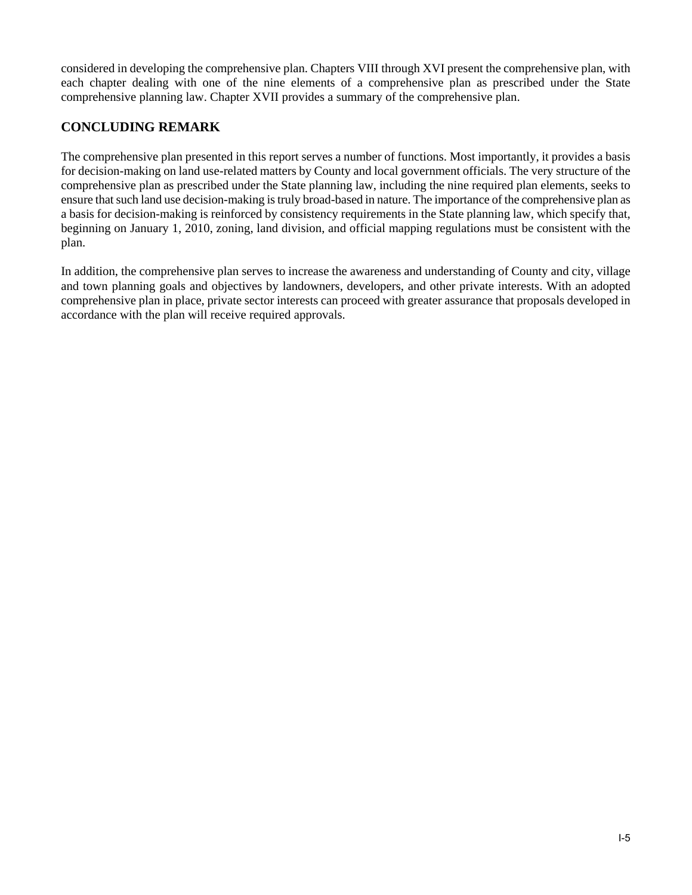considered in developing the comprehensive plan. Chapters VIII through XVI present the comprehensive plan, with each chapter dealing with one of the nine elements of a comprehensive plan as prescribed under the State comprehensive planning law. Chapter XVII provides a summary of the comprehensive plan.

## CONCLUDING REMARK

The comprehensive plan presented in this report serves a number of functions. Most importantly, it provides a basis for decision-making on land use-related matters by County and local government officials. The very structure of the comprehensive plan as prescribed under the State planning law, including the nine required plan elements, seeks to ensure that such land use decision-making is truly broad-based in nature. The importance of the comprehensive plan as a basis for decision-making is reinforced by consistency requirements in the State planning law, which specify that, beginning on January 1, 2010, zoning, land division, and official mapping regulations must be consistent with the plan.

In addition, the comprehensive plan serves to increase the awareness and understanding of County and city, village and town planning goals and objectives by landowners, developers, and other private interests. With an adopted comprehensive plan in place, private sector interests can proceed with greater assurance that proposals developed in accordance with the plan will receive required approvals.